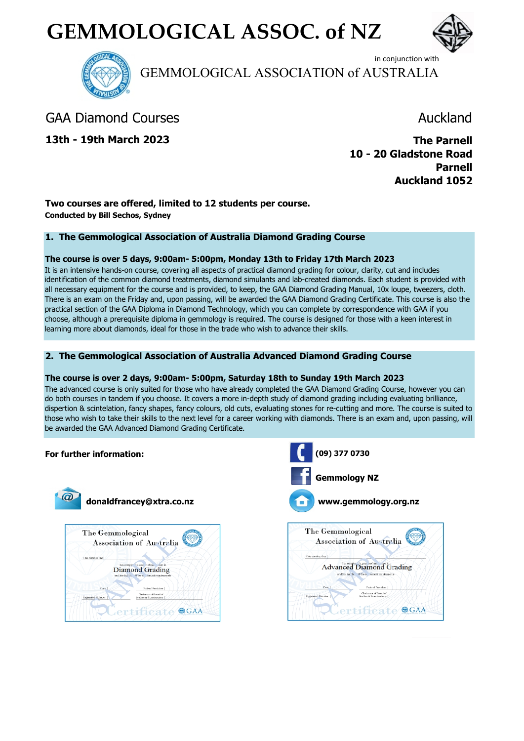# GEMMOLOGICAL ASSOC. of NZ

in conjunction with

GEMMOLOGICAL ASSOCIATION of AUSTRALIA

## GAA Diamond Courses

Auckland

**13th - 19th March 2023**

**The Parnell**
**10 - 20 Gladstone Road**
**Parnell**
**Auckland 1052**

**Two courses are offered, limited to 12 students per course.**
**Conducted by Bill Sechos, Sydney**

### 1. The Gemmological Association of Australia Diamond Grading Course

**The course is over 5 days, 9:00am- 5:00pm, Monday 13th to Friday 17th March 2023**

It is an intensive hands-on course, covering all aspects of practical diamond grading for colour, clarity, cut and includes identification of the common diamond treatments, diamond simulants and lab-created diamonds. Each student is provided with all necessary equipment for the course and is provided, to keep, the GAA Diamond Grading Manual, 10x loupe, tweezers, cloth. There is an exam on the Friday and, upon passing, will be awarded the GAA Diamond Grading Certificate. This course is also the practical section of the GAA Diploma in Diamond Technology, which you can complete by correspondence with GAA if you choose, although a prerequisite diploma in gemmology is required. The course is designed for those with a keen interest in learning more about diamonds, ideal for those in the trade who wish to advance their skills.

### 2. The Gemmological Association of Australia Advanced Diamond Grading Course

**The course is over 2 days, 9:00am- 5:00pm, Saturday 18th to Sunday 19th March 2023**

The advanced course is only suited for those who have already completed the GAA Diamond Grading Course, however you can do both courses in tandem if you choose. It covers a more in-depth study of diamond grading including evaluating brilliance, dispertion & scintelation, fancy shapes, fancy colours, old cuts, evaluating stones for re-cutting and more. The course is suited to those who wish to take their skills to the next level for a career working with diamonds. There is an exam and, upon passing, will be awarded the GAA Advanced Diamond Grading Certificate.

**For further information:**

**(09) 377 0730**

**Gemmology NZ**

**donaldfrancey@xtra.co.nz**

**www.gemmology.org.nz**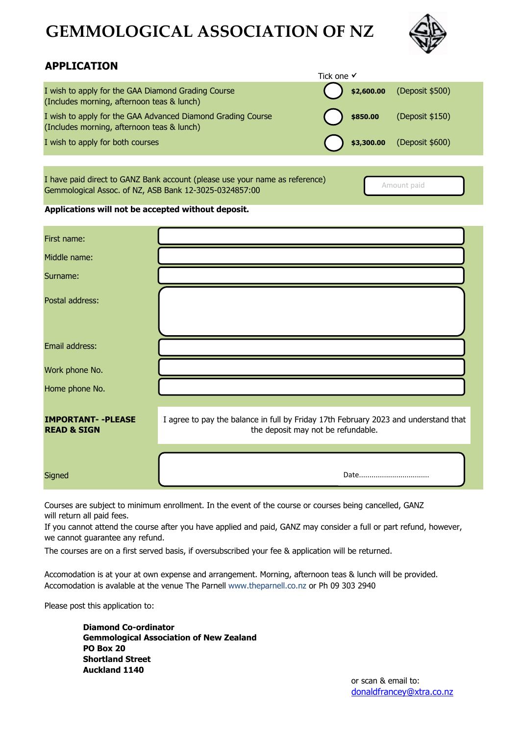# GEMMOLOGICAL ASSOCIATION OF NZ

## APPLICATION

| | Tick one ✓ | | |
|---|---|---|---|
| I wish to apply for the GAA Diamond Grading Course (Includes morning, afternoon teas & lunch) | ◯ | **$2,600.00** | (Deposit $500) |
| I wish to apply for the GAA Advanced Diamond Grading Course (Includes morning, afternoon teas & lunch) | ◯ | **$850.00** | (Deposit $150) |
| I wish to apply for both courses | ◯ | **$3,300.00** | (Deposit $600) |

I have paid direct to GANZ Bank account (please use your name as reference)
Gemmological Assoc. of NZ, ASB Bank 12-3025-0324857:00

Amount paid

**Applications will not be accepted without deposit.**

| | |
|---|---|
| First name: | |
| Middle name: | |
| Surname: | |
| Postal address: | |
| Email address: | |
| Work phone No. | |
| Home phone No. | |

**IMPORTANT- -PLEASE READ & SIGN**

I agree to pay the balance in full by Friday 17th February 2023 and understand that the deposit may not be refundable.

Signed &nbsp;&nbsp;&nbsp;&nbsp;&nbsp;&nbsp;&nbsp;&nbsp; Date..................................

Courses are subject to minimum enrollment. In the event of the course or courses being cancelled, GANZ will return all paid fees.

If you cannot attend the course after you have applied and paid, GANZ may consider a full or part refund, however, we cannot guarantee any refund.

The courses are on a first served basis, if oversubscribed your fee & application will be returned.

Accomodation is at your at own expense and arrangement. Morning, afternoon teas & lunch will be provided.
Accomodation is avalable at the venue The Parnell www.theparnell.co.nz or Ph 09 303 2940

Please post this application to:

**Diamond Co-ordinator**
**Gemmological Association of New Zealand**
**PO Box 20**
**Shortland Street**
**Auckland 1140**

or scan & email to:
donaldfrancey@xtra.co.nz